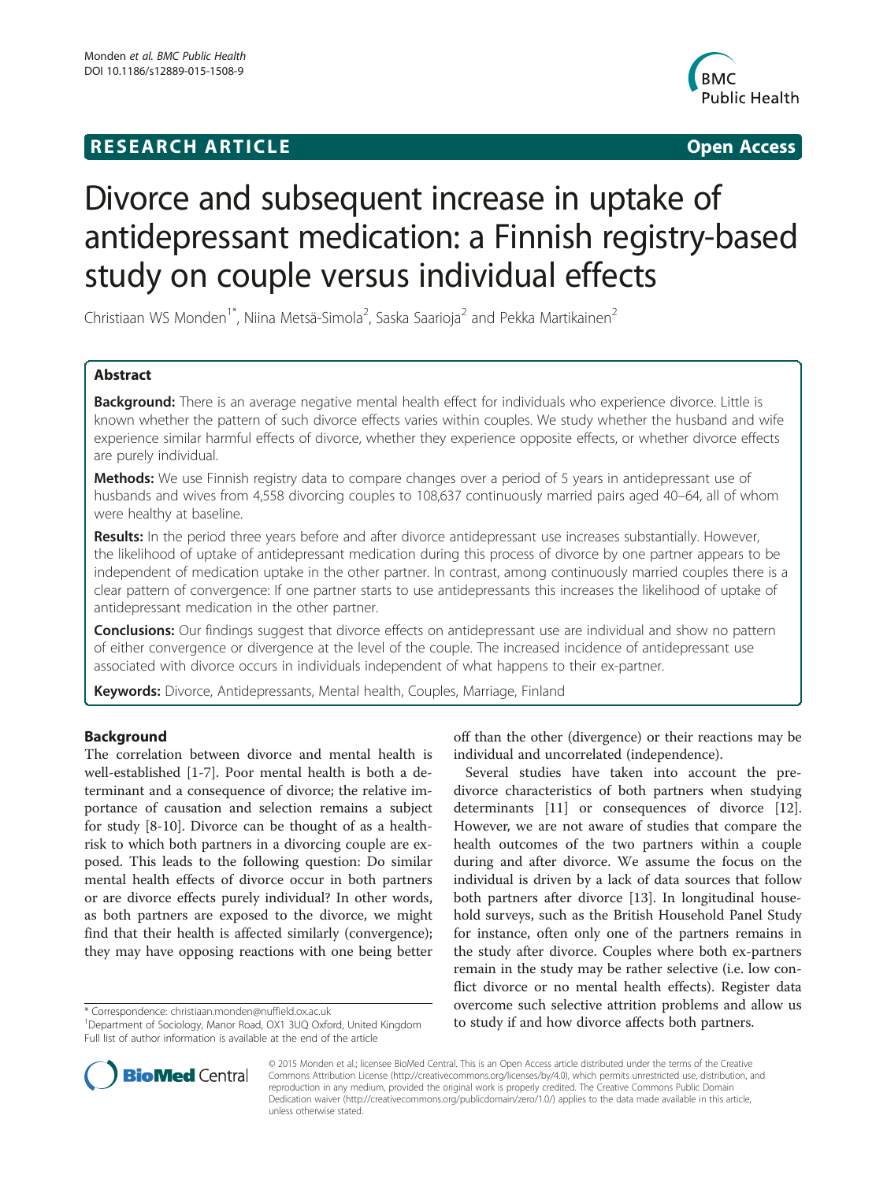**RESEARCH ARTICLE** **Open Access**

# Divorce and subsequent increase in uptake of antidepressant medication: a Finnish registry-based study on couple versus individual effects

Christiaan WS Monden[1*], Niina Metsä-Simola[2], Saska Saarioja[2] and Pekka Martikainen[2]

## Abstract

**Background:** There is an average negative mental health effect for individuals who experience divorce. Little is known whether the pattern of such divorce effects varies within couples. We study whether the husband and wife experience similar harmful effects of divorce, whether they experience opposite effects, or whether divorce effects are purely individual.

**Methods:** We use Finnish registry data to compare changes over a period of 5 years in antidepressant use of husbands and wives from 4,558 divorcing couples to 108,637 continuously married pairs aged 40–64, all of whom were healthy at baseline.

**Results:** In the period three years before and after divorce antidepressant use increases substantially. However, the likelihood of uptake of antidepressant medication during this process of divorce by one partner appears to be independent of medication uptake in the other partner. In contrast, among continuously married couples there is a clear pattern of convergence: If one partner starts to use antidepressants this increases the likelihood of uptake of antidepressant medication in the other partner.

**Conclusions:** Our findings suggest that divorce effects on antidepressant use are individual and show no pattern of either convergence or divergence at the level of the couple. The increased incidence of antidepressant use associated with divorce occurs in individuals independent of what happens to their ex-partner.

**Keywords:** Divorce, Antidepressants, Mental health, Couples, Marriage, Finland

## Background

The correlation between divorce and mental health is well-established [1-7]. Poor mental health is both a determinant and a consequence of divorce; the relative importance of causation and selection remains a subject for study [8-10]. Divorce can be thought of as a health-risk to which both partners in a divorcing couple are exposed. This leads to the following question: Do similar mental health effects of divorce occur in both partners or are divorce effects purely individual? In other words, as both partners are exposed to the divorce, we might find that their health is affected similarly (convergence); they may have opposing reactions with one being better off than the other (divergence) or their reactions may be individual and uncorrelated (independence).

Several studies have taken into account the pre-divorce characteristics of both partners when studying determinants [11] or consequences of divorce [12]. However, we are not aware of studies that compare the health outcomes of the two partners within a couple during and after divorce. We assume the focus on the individual is driven by a lack of data sources that follow both partners after divorce [13]. In longitudinal household surveys, such as the British Household Panel Study for instance, often only one of the partners remains in the study after divorce. Couples where both ex-partners remain in the study may be rather selective (i.e. low conflict divorce or no mental health effects). Register data overcome such selective attrition problems and allow us to study if and how divorce affects both partners.

\* Correspondence: christiaan.monden@nuffield.ox.ac.uk
[1]Department of Sociology, Manor Road, OX1 3UQ Oxford, United Kingdom
Full list of author information is available at the end of the article

© 2015 Monden et al.; licensee BioMed Central. This is an Open Access article distributed under the terms of the Creative Commons Attribution License (http://creativecommons.org/licenses/by/4.0), which permits unrestricted use, distribution, and reproduction in any medium, provided the original work is properly credited. The Creative Commons Public Domain Dedication waiver (http://creativecommons.org/publicdomain/zero/1.0/) applies to the data made available in this article, unless otherwise stated.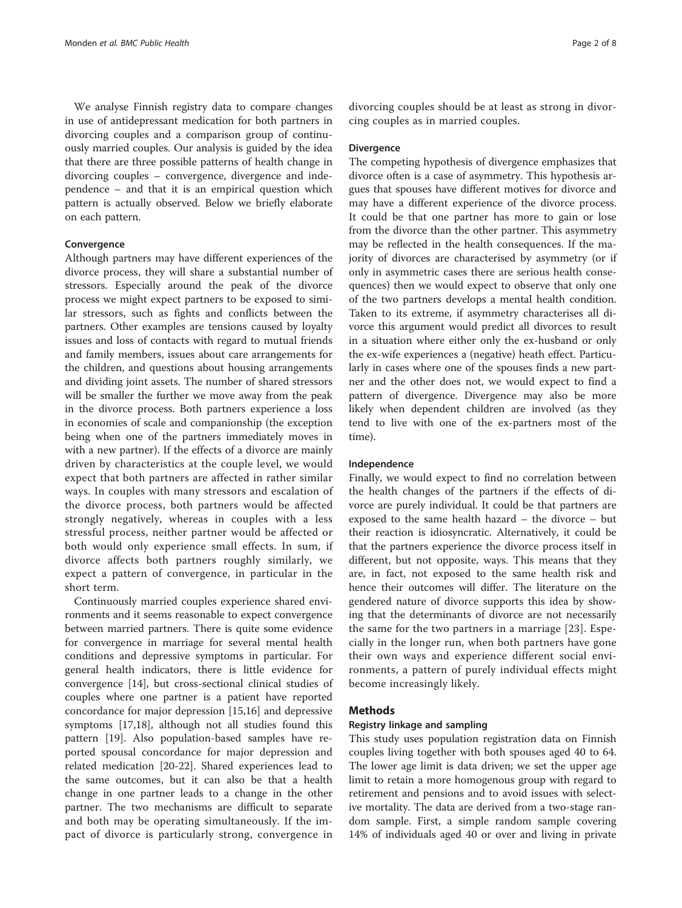We analyse Finnish registry data to compare changes in use of antidepressant medication for both partners in divorcing couples and a comparison group of continuously married couples. Our analysis is guided by the idea that there are three possible patterns of health change in divorcing couples – convergence, divergence and independence – and that it is an empirical question which pattern is actually observed. Below we briefly elaborate on each pattern.

### Convergence

Although partners may have different experiences of the divorce process, they will share a substantial number of stressors. Especially around the peak of the divorce process we might expect partners to be exposed to similar stressors, such as fights and conflicts between the partners. Other examples are tensions caused by loyalty issues and loss of contacts with regard to mutual friends and family members, issues about care arrangements for the children, and questions about housing arrangements and dividing joint assets. The number of shared stressors will be smaller the further we move away from the peak in the divorce process. Both partners experience a loss in economies of scale and companionship (the exception being when one of the partners immediately moves in with a new partner). If the effects of a divorce are mainly driven by characteristics at the couple level, we would expect that both partners are affected in rather similar ways. In couples with many stressors and escalation of the divorce process, both partners would be affected strongly negatively, whereas in couples with a less stressful process, neither partner would be affected or both would only experience small effects. In sum, if divorce affects both partners roughly similarly, we expect a pattern of convergence, in particular in the short term.

Continuously married couples experience shared environments and it seems reasonable to expect convergence between married partners. There is quite some evidence for convergence in marriage for several mental health conditions and depressive symptoms in particular. For general health indicators, there is little evidence for convergence [14], but cross-sectional clinical studies of couples where one partner is a patient have reported concordance for major depression [15,16] and depressive symptoms [17,18], although not all studies found this pattern [19]. Also population-based samples have reported spousal concordance for major depression and related medication [20-22]. Shared experiences lead to the same outcomes, but it can also be that a health change in one partner leads to a change in the other partner. The two mechanisms are difficult to separate and both may be operating simultaneously. If the impact of divorce is particularly strong, convergence in divorcing couples should be at least as strong in divorcing couples as in married couples.

### Divergence

The competing hypothesis of divergence emphasizes that divorce often is a case of asymmetry. This hypothesis argues that spouses have different motives for divorce and may have a different experience of the divorce process. It could be that one partner has more to gain or lose from the divorce than the other partner. This asymmetry may be reflected in the health consequences. If the majority of divorces are characterised by asymmetry (or if only in asymmetric cases there are serious health consequences) then we would expect to observe that only one of the two partners develops a mental health condition. Taken to its extreme, if asymmetry characterises all divorce this argument would predict all divorces to result in a situation where either only the ex-husband or only the ex-wife experiences a (negative) heath effect. Particularly in cases where one of the spouses finds a new partner and the other does not, we would expect to find a pattern of divergence. Divergence may also be more likely when dependent children are involved (as they tend to live with one of the ex-partners most of the time).

### Independence

Finally, we would expect to find no correlation between the health changes of the partners if the effects of divorce are purely individual. It could be that partners are exposed to the same health hazard – the divorce – but their reaction is idiosyncratic. Alternatively, it could be that the partners experience the divorce process itself in different, but not opposite, ways. This means that they are, in fact, not exposed to the same health risk and hence their outcomes will differ. The literature on the gendered nature of divorce supports this idea by showing that the determinants of divorce are not necessarily the same for the two partners in a marriage [23]. Especially in the longer run, when both partners have gone their own ways and experience different social environments, a pattern of purely individual effects might become increasingly likely.

## Methods

### Registry linkage and sampling

This study uses population registration data on Finnish couples living together with both spouses aged 40 to 64. The lower age limit is data driven; we set the upper age limit to retain a more homogenous group with regard to retirement and pensions and to avoid issues with selective mortality. The data are derived from a two-stage random sample. First, a simple random sample covering 14% of individuals aged 40 or over and living in private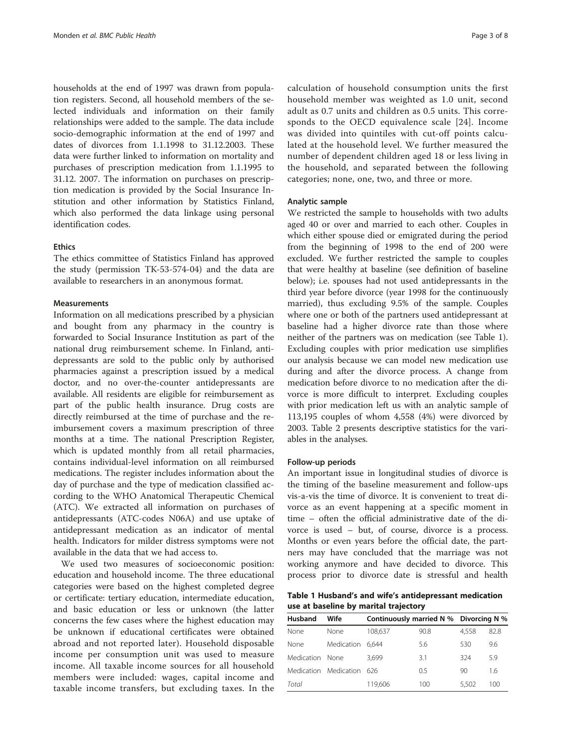households at the end of 1997 was drawn from population registers. Second, all household members of the selected individuals and information on their family relationships were added to the sample. The data include socio-demographic information at the end of 1997 and dates of divorces from 1.1.1998 to 31.12.2003. These data were further linked to information on mortality and purchases of prescription medication from 1.1.1995 to 31.12. 2007. The information on purchases on prescription medication is provided by the Social Insurance Institution and other information by Statistics Finland, which also performed the data linkage using personal identification codes.

### Ethics

The ethics committee of Statistics Finland has approved the study (permission TK-53-574-04) and the data are available to researchers in an anonymous format.

### Measurements

Information on all medications prescribed by a physician and bought from any pharmacy in the country is forwarded to Social Insurance Institution as part of the national drug reimbursement scheme. In Finland, antidepressants are sold to the public only by authorised pharmacies against a prescription issued by a medical doctor, and no over-the-counter antidepressants are available. All residents are eligible for reimbursement as part of the public health insurance. Drug costs are directly reimbursed at the time of purchase and the reimbursement covers a maximum prescription of three months at a time. The national Prescription Register, which is updated monthly from all retail pharmacies, contains individual-level information on all reimbursed medications. The register includes information about the day of purchase and the type of medication classified according to the WHO Anatomical Therapeutic Chemical (ATC). We extracted all information on purchases of antidepressants (ATC-codes N06A) and use uptake of antidepressant medication as an indicator of mental health. Indicators for milder distress symptoms were not available in the data that we had access to.

We used two measures of socioeconomic position: education and household income. The three educational categories were based on the highest completed degree or certificate: tertiary education, intermediate education, and basic education or less or unknown (the latter concerns the few cases where the highest education may be unknown if educational certificates were obtained abroad and not reported later). Household disposable income per consumption unit was used to measure income. All taxable income sources for all household members were included: wages, capital income and taxable income transfers, but excluding taxes. In the calculation of household consumption units the first household member was weighted as 1.0 unit, second adult as 0.7 units and children as 0.5 units. This corresponds to the OECD equivalence scale [24]. Income was divided into quintiles with cut-off points calculated at the household level. We further measured the number of dependent children aged 18 or less living in the household, and separated between the following categories; none, one, two, and three or more.

### Analytic sample

We restricted the sample to households with two adults aged 40 or over and married to each other. Couples in which either spouse died or emigrated during the period from the beginning of 1998 to the end of 200 were excluded. We further restricted the sample to couples that were healthy at baseline (see definition of baseline below); i.e. spouses had not used antidepressants in the third year before divorce (year 1998 for the continuously married), thus excluding 9.5% of the sample. Couples where one or both of the partners used antidepressant at baseline had a higher divorce rate than those where neither of the partners was on medication (see Table 1). Excluding couples with prior medication use simplifies our analysis because we can model new medication use during and after the divorce process. A change from medication before divorce to no medication after the divorce is more difficult to interpret. Excluding couples with prior medication left us with an analytic sample of 113,195 couples of whom 4,558 (4%) were divorced by 2003. Table 2 presents descriptive statistics for the variables in the analyses.

### Follow-up periods

An important issue in longitudinal studies of divorce is the timing of the baseline measurement and follow-ups vis-a-vis the time of divorce. It is convenient to treat divorce as an event happening at a specific moment in time – often the official administrative date of the divorce is used – but, of course, divorce is a process. Months or even years before the official date, the partners may have concluded that the marriage was not working anymore and have decided to divorce. This process prior to divorce date is stressful and health

**Table 1 Husband's and wife's antidepressant medication use at baseline by marital trajectory**

| Husband | Wife | Continuously married N | % | Divorcing N | % |
|---|---|---|---|---|---|
| None | None | 108,637 | 90.8 | 4,558 | 82.8 |
| None | Medication | 6,644 | 5.6 | 530 | 9.6 |
| Medication | None | 3,699 | 3.1 | 324 | 5.9 |
| Medication | Medication | 626 | 0.5 | 90 | 1.6 |
| *Total* | | 119,606 | 100 | 5,502 | 100 |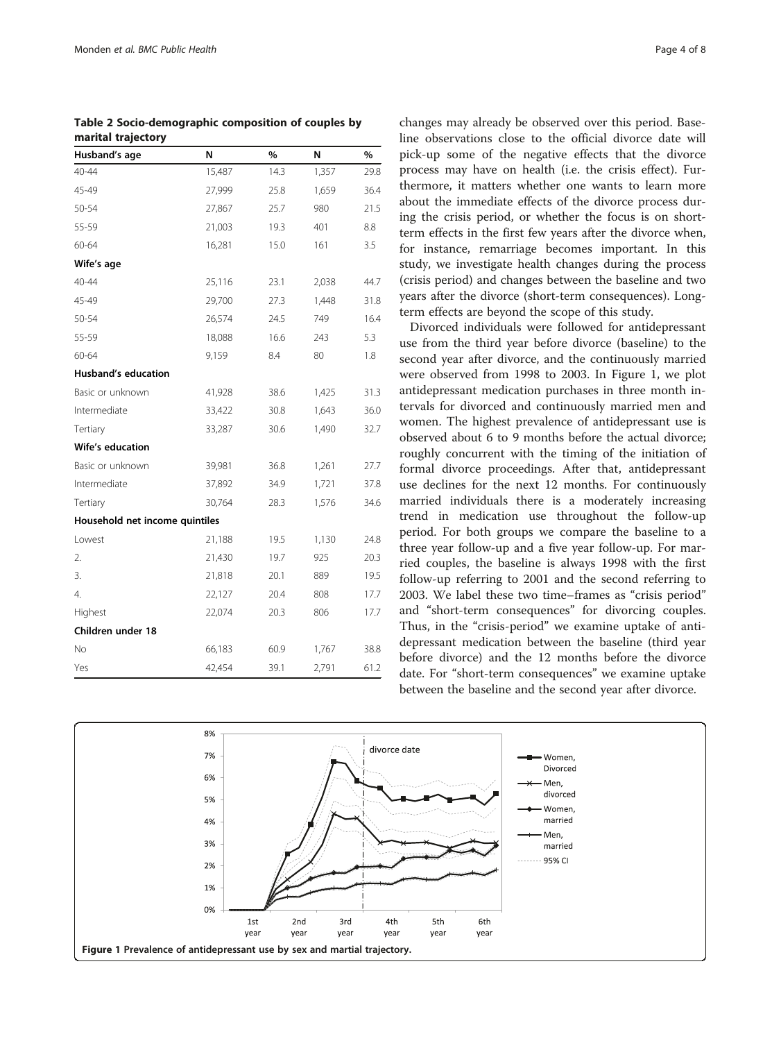**Table 2 Socio-demographic composition of couples by marital trajectory**

| Husband's age | N | % | N | % |
|---|---|---|---|---|
| 40-44 | 15,487 | 14.3 | 1,357 | 29.8 |
| 45-49 | 27,999 | 25.8 | 1,659 | 36.4 |
| 50-54 | 27,867 | 25.7 | 980 | 21.5 |
| 55-59 | 21,003 | 19.3 | 401 | 8.8 |
| 60-64 | 16,281 | 15.0 | 161 | 3.5 |
| **Wife's age** | | | | |
| 40-44 | 25,116 | 23.1 | 2,038 | 44.7 |
| 45-49 | 29,700 | 27.3 | 1,448 | 31.8 |
| 50-54 | 26,574 | 24.5 | 749 | 16.4 |
| 55-59 | 18,088 | 16.6 | 243 | 5.3 |
| 60-64 | 9,159 | 8.4 | 80 | 1.8 |
| **Husband's education** | | | | |
| Basic or unknown | 41,928 | 38.6 | 1,425 | 31.3 |
| Intermediate | 33,422 | 30.8 | 1,643 | 36.0 |
| Tertiary | 33,287 | 30.6 | 1,490 | 32.7 |
| **Wife's education** | | | | |
| Basic or unknown | 39,981 | 36.8 | 1,261 | 27.7 |
| Intermediate | 37,892 | 34.9 | 1,721 | 37.8 |
| Tertiary | 30,764 | 28.3 | 1,576 | 34.6 |
| **Household net income quintiles** | | | | |
| Lowest | 21,188 | 19.5 | 1,130 | 24.8 |
| 2. | 21,430 | 19.7 | 925 | 20.3 |
| 3. | 21,818 | 20.1 | 889 | 19.5 |
| 4. | 22,127 | 20.4 | 808 | 17.7 |
| Highest | 22,074 | 20.3 | 806 | 17.7 |
| **Children under 18** | | | | |
| No | 66,183 | 60.9 | 1,767 | 38.8 |
| Yes | 42,454 | 39.1 | 2,791 | 61.2 |

changes may already be observed over this period. Baseline observations close to the official divorce date will pick-up some of the negative effects that the divorce process may have on health (i.e. the crisis effect). Furthermore, it matters whether one wants to learn more about the immediate effects of the divorce process during the crisis period, or whether the focus is on short-term effects in the first few years after the divorce when, for instance, remarriage becomes important. In this study, we investigate health changes during the process (crisis period) and changes between the baseline and two years after the divorce (short-term consequences). Long-term effects are beyond the scope of this study.

Divorced individuals were followed for antidepressant use from the third year before divorce (baseline) to the second year after divorce, and the continuously married were observed from 1998 to 2003. In Figure 1, we plot antidepressant medication purchases in three month intervals for divorced and continuously married men and women. The highest prevalence of antidepressant use is observed about 6 to 9 months before the actual divorce; roughly concurrent with the timing of the initiation of formal divorce proceedings. After that, antidepressant use declines for the next 12 months. For continuously married individuals there is a moderately increasing trend in medication use throughout the follow-up period. For both groups we compare the baseline to a three year follow-up and a five year follow-up. For married couples, the baseline is always 1998 with the first follow-up referring to 2001 and the second referring to 2003. We label these two time–frames as "crisis period" and "short-term consequences" for divorcing couples. Thus, in the "crisis-period" we examine uptake of antidepressant medication between the baseline (third year before divorce) and the 12 months before the divorce date. For "short-term consequences" we examine uptake between the baseline and the second year after divorce.

**Figure 1** Prevalence of antidepressant use by sex and martial trajectory.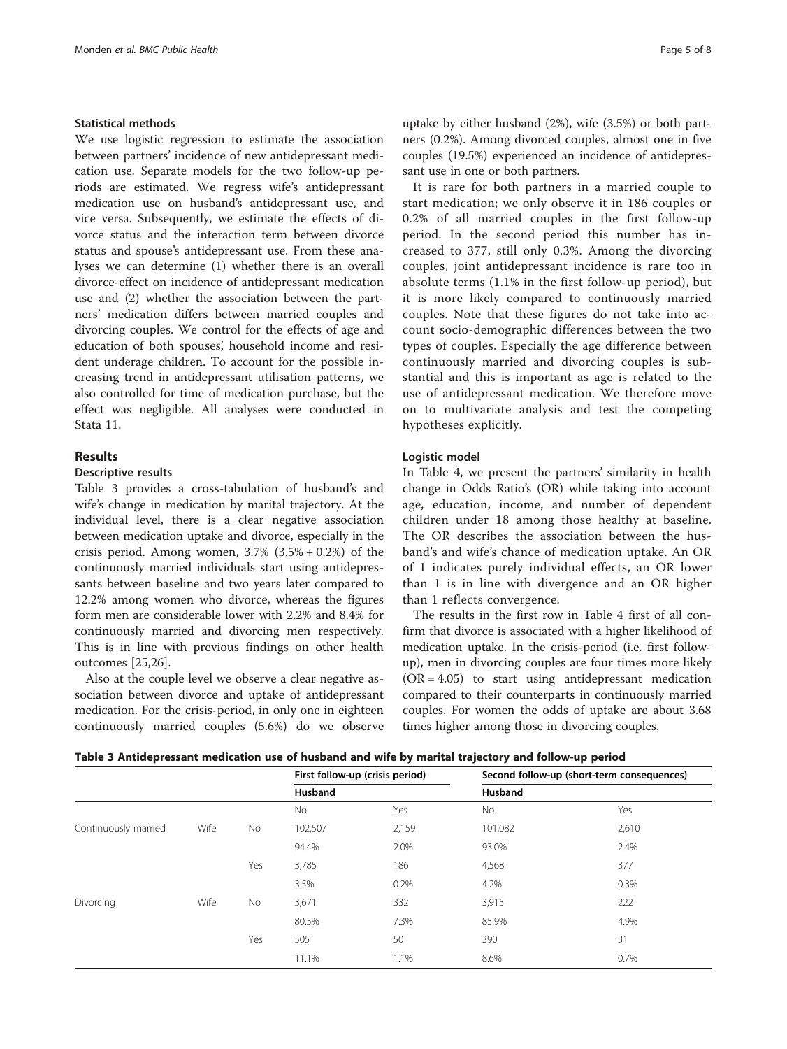### Statistical methods

We use logistic regression to estimate the association between partners' incidence of new antidepressant medication use. Separate models for the two follow-up periods are estimated. We regress wife's antidepressant medication use on husband's antidepressant use, and vice versa. Subsequently, we estimate the effects of divorce status and the interaction term between divorce status and spouse's antidepressant use. From these analyses we can determine (1) whether there is an overall divorce-effect on incidence of antidepressant medication use and (2) whether the association between the partners' medication differs between married couples and divorcing couples. We control for the effects of age and education of both spouses', household income and resident underage children. To account for the possible increasing trend in antidepressant utilisation patterns, we also controlled for time of medication purchase, but the effect was negligible. All analyses were conducted in Stata 11.

## Results

### Descriptive results

Table 3 provides a cross-tabulation of husband's and wife's change in medication by marital trajectory. At the individual level, there is a clear negative association between medication uptake and divorce, especially in the crisis period. Among women, 3.7% (3.5% + 0.2%) of the continuously married individuals start using antidepressants between baseline and two years later compared to 12.2% among women who divorce, whereas the figures form men are considerable lower with 2.2% and 8.4% for continuously married and divorcing men respectively. This is in line with previous findings on other health outcomes [25,26].

Also at the couple level we observe a clear negative association between divorce and uptake of antidepressant medication. For the crisis-period, in only one in eighteen continuously married couples (5.6%) do we observe uptake by either husband (2%), wife (3.5%) or both partners (0.2%). Among divorced couples, almost one in five couples (19.5%) experienced an incidence of antidepressant use in one or both partners.

It is rare for both partners in a married couple to start medication; we only observe it in 186 couples or 0.2% of all married couples in the first follow-up period. In the second period this number has increased to 377, still only 0.3%. Among the divorcing couples, joint antidepressant incidence is rare too in absolute terms (1.1% in the first follow-up period), but it is more likely compared to continuously married couples. Note that these figures do not take into account socio-demographic differences between the two types of couples. Especially the age difference between continuously married and divorcing couples is substantial and this is important as age is related to the use of antidepressant medication. We therefore move on to multivariate analysis and test the competing hypotheses explicitly.

### Logistic model

In Table 4, we present the partners' similarity in health change in Odds Ratio's (OR) while taking into account age, education, income, and number of dependent children under 18 among those healthy at baseline. The OR describes the association between the husband's and wife's chance of medication uptake. An OR of 1 indicates purely individual effects, an OR lower than 1 is in line with divergence and an OR higher than 1 reflects convergence.

The results in the first row in Table 4 first of all confirm that divorce is associated with a higher likelihood of medication uptake. In the crisis-period (i.e. first follow-up), men in divorcing couples are four times more likely (OR = 4.05) to start using antidepressant medication compared to their counterparts in continuously married couples. For women the odds of uptake are about 3.68 times higher among those in divorcing couples.

**Table 3 Antidepressant medication use of husband and wife by marital trajectory and follow-up period**

| | | | First follow-up (crisis period) | | Second follow-up (short-term consequences) | |
|---|---|---|---|---|---|---|
| | | | Husband | | Husband | |
| | | | No | Yes | No | Yes |
| Continuously married | Wife | No | 102,507 | 2,159 | 101,082 | 2,610 |
| | | | 94.4% | 2.0% | 93.0% | 2.4% |
| | | Yes | 3,785 | 186 | 4,568 | 377 |
| | | | 3.5% | 0.2% | 4.2% | 0.3% |
| Divorcing | Wife | No | 3,671 | 332 | 3,915 | 222 |
| | | | 80.5% | 7.3% | 85.9% | 4.9% |
| | | Yes | 505 | 50 | 390 | 31 |
| | | | 11.1% | 1.1% | 8.6% | 0.7% |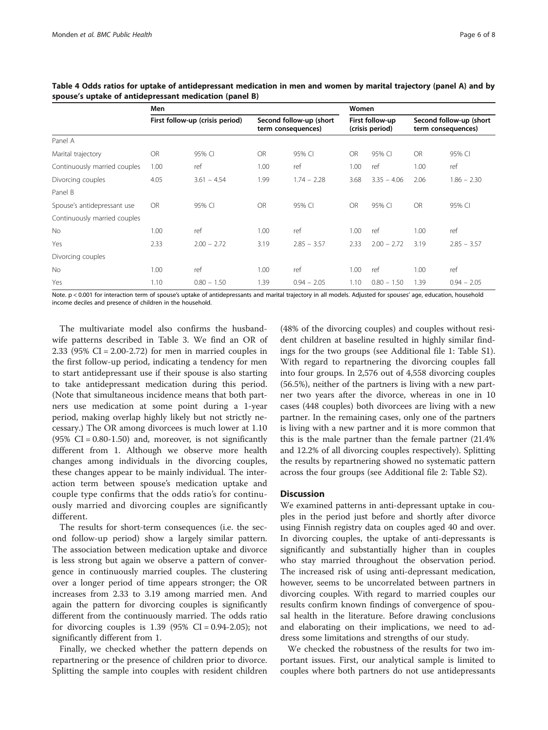**Table 4 Odds ratios for uptake of antidepressant medication in men and women by marital trajectory (panel A) and by spouse's uptake of antidepressant medication (panel B)**

| | Men | | | | Women | | | |
|---|---|---|---|---|---|---|---|---|
| | First follow-up (crisis period) | | Second follow-up (short term consequences) | | First follow-up (crisis period) | | Second follow-up (short term consequences) | |
| Panel A | | | | | | | | |
| Marital trajectory | OR | 95% CI | OR | 95% CI | OR | 95% CI | OR | 95% CI |
| Continuously married couples | 1.00 | ref | 1.00 | ref | 1.00 | ref | 1.00 | ref |
| Divorcing couples | 4.05 | 3.61 – 4.54 | 1.99 | 1.74 – 2.28 | 3.68 | 3.35 – 4.06 | 2.06 | 1.86 – 2.30 |
| Panel B | | | | | | | | |
| Spouse's antidepressant use | OR | 95% CI | OR | 95% CI | OR | 95% CI | OR | 95% CI |
| Continuously married couples | | | | | | | | |
| No | 1.00 | ref | 1.00 | ref | 1.00 | ref | 1.00 | ref |
| Yes | 2.33 | 2.00 – 2.72 | 3.19 | 2.85 – 3.57 | 2.33 | 2.00 – 2.72 | 3.19 | 2.85 – 3.57 |
| Divorcing couples | | | | | | | | |
| No | 1.00 | ref | 1.00 | ref | 1.00 | ref | 1.00 | ref |
| Yes | 1.10 | 0.80 – 1.50 | 1.39 | 0.94 – 2.05 | 1.10 | 0.80 – 1.50 | 1.39 | 0.94 – 2.05 |

Note. $p < 0.001$ for interaction term of spouse's uptake of antidepressants and marital trajectory in all models. Adjusted for spouses' age, education, household income deciles and presence of children in the household.

The multivariate model also confirms the husband-wife patterns described in Table 3. We find an OR of 2.33 (95% CI = 2.00-2.72) for men in married couples in the first follow-up period, indicating a tendency for men to start antidepressant use if their spouse is also starting to take antidepressant medication during this period. (Note that simultaneous incidence means that both partners use medication at some point during a 1-year period, making overlap highly likely but not strictly necessary.) The OR among divorcees is much lower at 1.10 (95% CI = 0.80-1.50) and, moreover, is not significantly different from 1. Although we observe more health changes among individuals in the divorcing couples, these changes appear to be mainly individual. The interaction term between spouse's medication uptake and couple type confirms that the odds ratio's for continuously married and divorcing couples are significantly different.

The results for short-term consequences (i.e. the second follow-up period) show a largely similar pattern. The association between medication uptake and divorce is less strong but again we observe a pattern of convergence in continuously married couples. The clustering over a longer period of time appears stronger; the OR increases from 2.33 to 3.19 among married men. And again the pattern for divorcing couples is significantly different from the continuously married. The odds ratio for divorcing couples is 1.39 (95% CI = 0.94-2.05); not significantly different from 1.

Finally, we checked whether the pattern depends on repartnering or the presence of children prior to divorce. Splitting the sample into couples with resident children (48% of the divorcing couples) and couples without resident children at baseline resulted in highly similar findings for the two groups (see Additional file 1: Table S1). With regard to repartnering the divorcing couples fall into four groups. In 2,576 out of 4,558 divorcing couples (56.5%), neither of the partners is living with a new partner two years after the divorce, whereas in one in 10 cases (448 couples) both divorcees are living with a new partner. In the remaining cases, only one of the partners is living with a new partner and it is more common that this is the male partner than the female partner (21.4% and 12.2% of all divorcing couples respectively). Splitting the results by repartnering showed no systematic pattern across the four groups (see Additional file 2: Table S2).

## Discussion

We examined patterns in anti-depressant uptake in couples in the period just before and shortly after divorce using Finnish registry data on couples aged 40 and over. In divorcing couples, the uptake of anti-depressants is significantly and substantially higher than in couples who stay married throughout the observation period. The increased risk of using anti-depressant medication, however, seems to be uncorrelated between partners in divorcing couples. With regard to married couples our results confirm known findings of convergence of spousal health in the literature. Before drawing conclusions and elaborating on their implications, we need to address some limitations and strengths of our study.

We checked the robustness of the results for two important issues. First, our analytical sample is limited to couples where both partners do not use antidepressants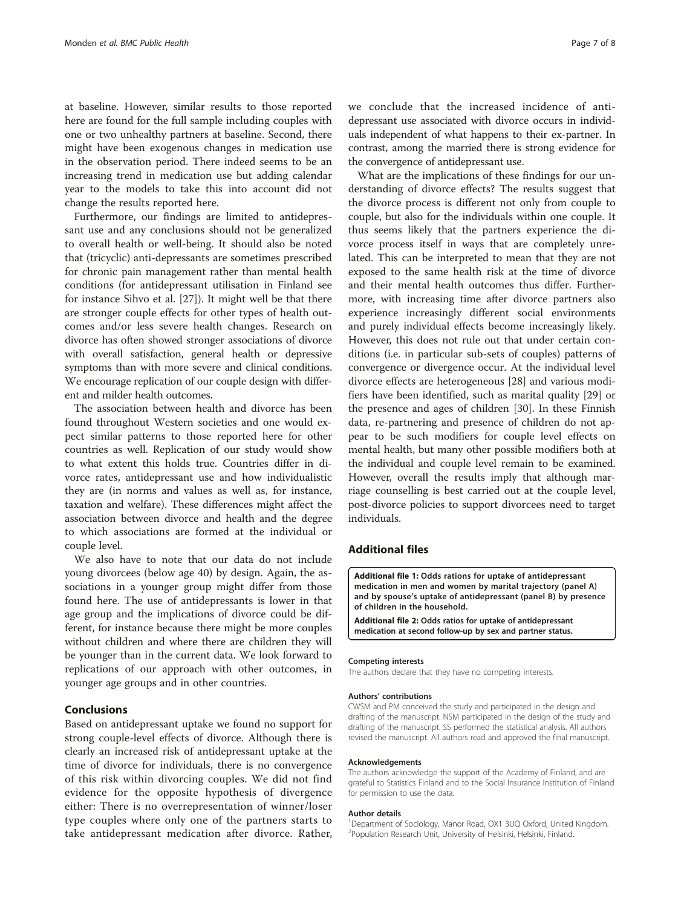at baseline. However, similar results to those reported here are found for the full sample including couples with one or two unhealthy partners at baseline. Second, there might have been exogenous changes in medication use in the observation period. There indeed seems to be an increasing trend in medication use but adding calendar year to the models to take this into account did not change the results reported here.

Furthermore, our findings are limited to antidepressant use and any conclusions should not be generalized to overall health or well-being. It should also be noted that (tricyclic) anti-depressants are sometimes prescribed for chronic pain management rather than mental health conditions (for antidepressant utilisation in Finland see for instance Sihvo et al. [27]). It might well be that there are stronger couple effects for other types of health outcomes and/or less severe health changes. Research on divorce has often showed stronger associations of divorce with overall satisfaction, general health or depressive symptoms than with more severe and clinical conditions. We encourage replication of our couple design with different and milder health outcomes.

The association between health and divorce has been found throughout Western societies and one would expect similar patterns to those reported here for other countries as well. Replication of our study would show to what extent this holds true. Countries differ in divorce rates, antidepressant use and how individualistic they are (in norms and values as well as, for instance, taxation and welfare). These differences might affect the association between divorce and health and the degree to which associations are formed at the individual or couple level.

We also have to note that our data do not include young divorcees (below age 40) by design. Again, the associations in a younger group might differ from those found here. The use of antidepressants is lower in that age group and the implications of divorce could be different, for instance because there might be more couples without children and where there are children they will be younger than in the current data. We look forward to replications of our approach with other outcomes, in younger age groups and in other countries.

## Conclusions

Based on antidepressant uptake we found no support for strong couple-level effects of divorce. Although there is clearly an increased risk of antidepressant uptake at the time of divorce for individuals, there is no convergence of this risk within divorcing couples. We did not find evidence for the opposite hypothesis of divergence either: There is no overrepresentation of winner/loser type couples where only one of the partners starts to take antidepressant medication after divorce. Rather, we conclude that the increased incidence of antidepressant use associated with divorce occurs in individuals independent of what happens to their ex-partner. In contrast, among the married there is strong evidence for the convergence of antidepressant use.

What are the implications of these findings for our understanding of divorce effects? The results suggest that the divorce process is different not only from couple to couple, but also for the individuals within one couple. It thus seems likely that the partners experience the divorce process itself in ways that are completely unrelated. This can be interpreted to mean that they are not exposed to the same health risk at the time of divorce and their mental health outcomes thus differ. Furthermore, with increasing time after divorce partners also experience increasingly different social environments and purely individual effects become increasingly likely. However, this does not rule out that under certain conditions (i.e. in particular sub-sets of couples) patterns of convergence or divergence occur. At the individual level divorce effects are heterogeneous [28] and various modifiers have been identified, such as marital quality [29] or the presence and ages of children [30]. In these Finnish data, re-partnering and presence of children do not appear to be such modifiers for couple level effects on mental health, but many other possible modifiers both at the individual and couple level remain to be examined. However, overall the results imply that although marriage counselling is best carried out at the couple level, post-divorce policies to support divorcees need to target individuals.

## Additional files

**Additional file 1: Odds rations for uptake of antidepressant medication in men and women by marital trajectory (panel A) and by spouse's uptake of antidepressant (panel B) by presence of children in the household.**

**Additional file 2: Odds ratios for uptake of antidepressant medication at second follow-up by sex and partner status.**

#### Competing interests

The authors declare that they have no competing interests.

#### Authors' contributions

CWSM and PM conceived the study and participated in the design and drafting of the manuscript. NSM participated in the design of the study and drafting of the manuscript. SS performed the statistical analysis. All authors revised the manuscript. All authors read and approved the final manuscript.

#### Acknowledgements

The authors acknowledge the support of the Academy of Finland, and are grateful to Statistics Finland and to the Social Insurance Institution of Finland for permission to use the data.

#### Author details

[1]Department of Sociology, Manor Road, OX1 3UQ Oxford, United Kingdom. [2]Population Research Unit, University of Helsinki, Helsinki, Finland.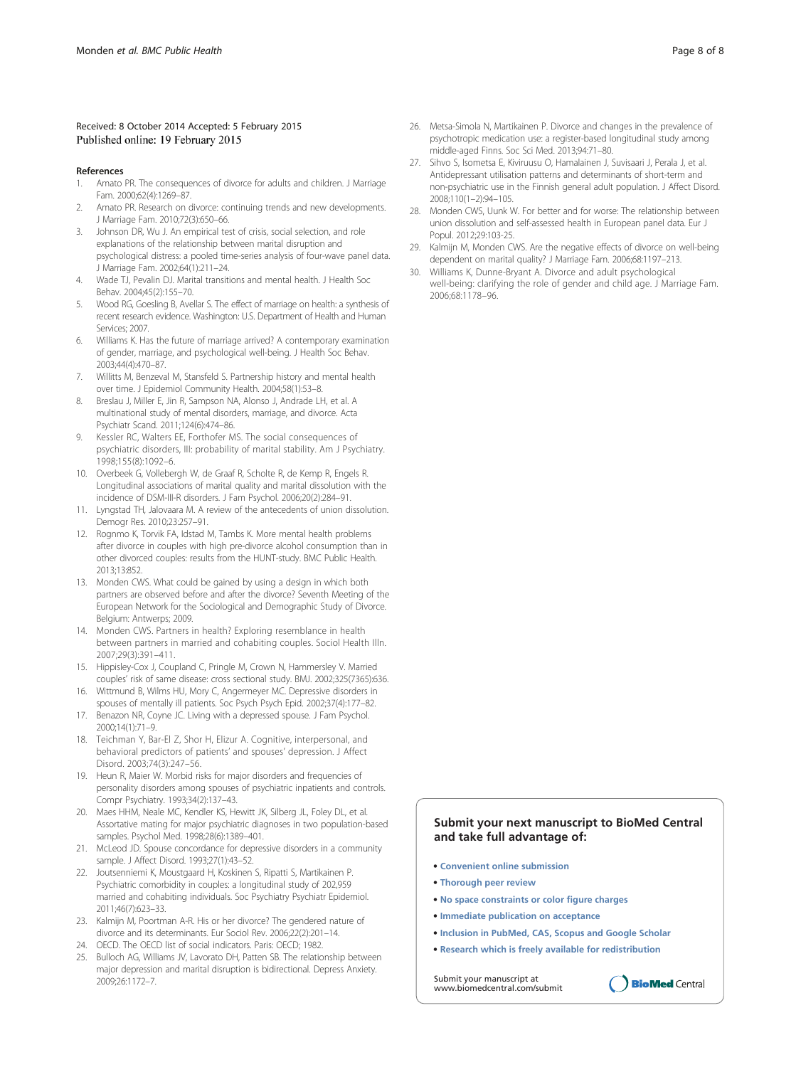Received: 8 October 2014 Accepted: 5 February 2015
Published online: 19 February 2015

## References

1. Amato PR. The consequences of divorce for adults and children. J Marriage Fam. 2000;62(4):1269–87.
2. Amato PR. Research on divorce: continuing trends and new developments. J Marriage Fam. 2010;72(3):650–66.
3. Johnson DR, Wu J. An empirical test of crisis, social selection, and role explanations of the relationship between marital disruption and psychological distress: a pooled time-series analysis of four-wave panel data. J Marriage Fam. 2002;64(1):211–24.
4. Wade TJ, Pevalin DJ. Marital transitions and mental health. J Health Soc Behav. 2004;45(2):155–70.
5. Wood RG, Goesling B, Avellar S. The effect of marriage on health: a synthesis of recent research evidence. Washington: U.S. Department of Health and Human Services; 2007.
6. Williams K. Has the future of marriage arrived? A contemporary examination of gender, marriage, and psychological well-being. J Health Soc Behav. 2003;44(4):470–87.
7. Willitts M, Benzeval M, Stansfeld S. Partnership history and mental health over time. J Epidemiol Community Health. 2004;58(1):53–8.
8. Breslau J, Miller E, Jin R, Sampson NA, Alonso J, Andrade LH, et al. A multinational study of mental disorders, marriage, and divorce. Acta Psychiatr Scand. 2011;124(6):474–86.
9. Kessler RC, Walters EE, Forthofer MS. The social consequences of psychiatric disorders, III: probability of marital stability. Am J Psychiatry. 1998;155(8):1092–6.
10. Overbeek G, Vollebergh W, de Graaf R, Scholte R, de Kemp R, Engels R. Longitudinal associations of marital quality and marital dissolution with the incidence of DSM-III-R disorders. J Fam Psychol. 2006;20(2):284–91.
11. Lyngstad TH, Jalovaara M. A review of the antecedents of union dissolution. Demogr Res. 2010;23:257–91.
12. Rognmo K, Torvik FA, Idstad M, Tambs K. More mental health problems after divorce in couples with high pre-divorce alcohol consumption than in other divorced couples: results from the HUNT-study. BMC Public Health. 2013;13:852.
13. Monden CWS. What could be gained by using a design in which both partners are observed before and after the divorce? Seventh Meeting of the European Network for the Sociological and Demographic Study of Divorce. Belgium: Antwerps; 2009.
14. Monden CWS. Partners in health? Exploring resemblance in health between partners in married and cohabiting couples. Sociol Health Illn. 2007;29(3):391–411.
15. Hippisley-Cox J, Coupland C, Pringle M, Crown N, Hammersley V. Married couples' risk of same disease: cross sectional study. BMJ. 2002;325(7365):636.
16. Wittmund B, Wilms HU, Mory C, Angermeyer MC. Depressive disorders in spouses of mentally ill patients. Soc Psych Psych Epid. 2002;37(4):177–82.
17. Benazon NR, Coyne JC. Living with a depressed spouse. J Fam Psychol. 2000;14(1):71–9.
18. Teichman Y, Bar-El Z, Shor H, Elizur A. Cognitive, interpersonal, and behavioral predictors of patients' and spouses' depression. J Affect Disord. 2003;74(3):247–56.
19. Heun R, Maier W. Morbid risks for major disorders and frequencies of personality disorders among spouses of psychiatric inpatients and controls. Compr Psychiatry. 1993;34(2):137–43.
20. Maes HHM, Neale MC, Kendler KS, Hewitt JK, Silberg JL, Foley DL, et al. Assortative mating for major psychiatric diagnoses in two population-based samples. Psychol Med. 1998;28(6):1389–401.
21. McLeod JD. Spouse concordance for depressive disorders in a community sample. J Affect Disord. 1993;27(1):43–52.
22. Joutsenniemi K, Moustgaard H, Koskinen S, Ripatti S, Martikainen P. Psychiatric comorbidity in couples: a longitudinal study of 202,959 married and cohabiting individuals. Soc Psychiatry Psychiatr Epidemiol. 2011;46(7):623–33.
23. Kalmijn M, Poortman A-R. His or her divorce? The gendered nature of divorce and its determinants. Eur Sociol Rev. 2006;22(2):201–14.
24. OECD. The OECD list of social indicators. Paris: OECD; 1982.
25. Bulloch AG, Williams JV, Lavorato DH, Patten SB. The relationship between major depression and marital disruption is bidirectional. Depress Anxiety. 2009;26:1172–7.
26. Metsa-Simola N, Martikainen P. Divorce and changes in the prevalence of psychotropic medication use: a register-based longitudinal study among middle-aged Finns. Soc Sci Med. 2013;94:71–80.
27. Sihvo S, Isometsa E, Kiviruusu O, Hamalainen J, Suvisaari J, Perala J, et al. Antidepressant utilisation patterns and determinants of short-term and non-psychiatric use in the Finnish general adult population. J Affect Disord. 2008;110(1–2):94–105.
28. Monden CWS, Uunk W. For better and for worse: The relationship between union dissolution and self-assessed health in European panel data. Eur J Popul. 2012;29:103-25.
29. Kalmijn M, Monden CWS. Are the negative effects of divorce on well-being dependent on marital quality? J Marriage Fam. 2006;68:1197–213.
30. Williams K, Dunne-Bryant A. Divorce and adult psychological well-being: clarifying the role of gender and child age. J Marriage Fam. 2006;68:1178–96.

**Submit your next manuscript to BioMed Central and take full advantage of:**

- **Convenient online submission**
- **Thorough peer review**
- **No space constraints or color figure charges**
- **Immediate publication on acceptance**
- **Inclusion in PubMed, CAS, Scopus and Google Scholar**
- **Research which is freely available for redistribution**

Submit your manuscript at
www.biomedcentral.com/submit

BioMed Central